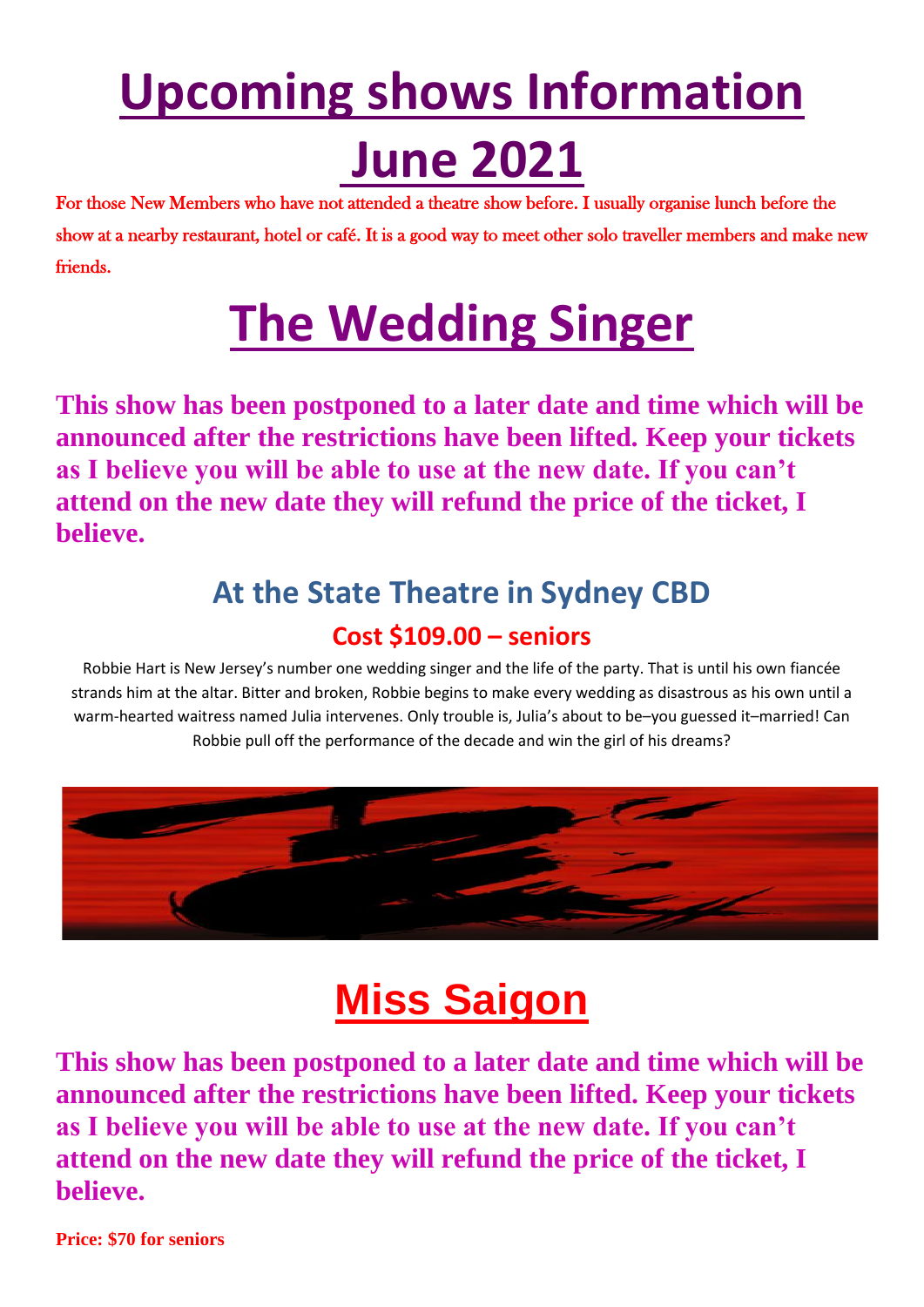# Upcoming shows Information June 2021

For those New Members who have not attended a theatre show before. I usually organise lunch before the show at a nearby restaurant, hotel or café. It is a good way to meet other solo traveller members and make new friends.

# The Wedding Singer

**This show has been postponed to a later date and time which will be announced after the restrictions have been lifted. Keep your tickets as I believe you will be able to use at the new date. If you can't attend on the new date they will refund the price of the ticket, I believe.**

## At the State Theatre in Sydney CBD

### Cost $109.00 – seniors

Robbie Hart is New Jersey's number one wedding singer and the life of the party. That is until his own fiancée strands him at the altar. Bitter and broken, Robbie begins to make every wedding as disastrous as his own until a warm-hearted waitress named Julia intervenes. Only trouble is, Julia's about to be–you guessed it–married! Can Robbie pull off the performance of the decade and win the girl of his dreams?

# Miss Saigon

**This show has been postponed to a later date and time which will be announced after the restrictions have been lifted. Keep your tickets as I believe you will be able to use at the new date. If you can't attend on the new date they will refund the price of the ticket, I believe.**

**Price: $70 for seniors**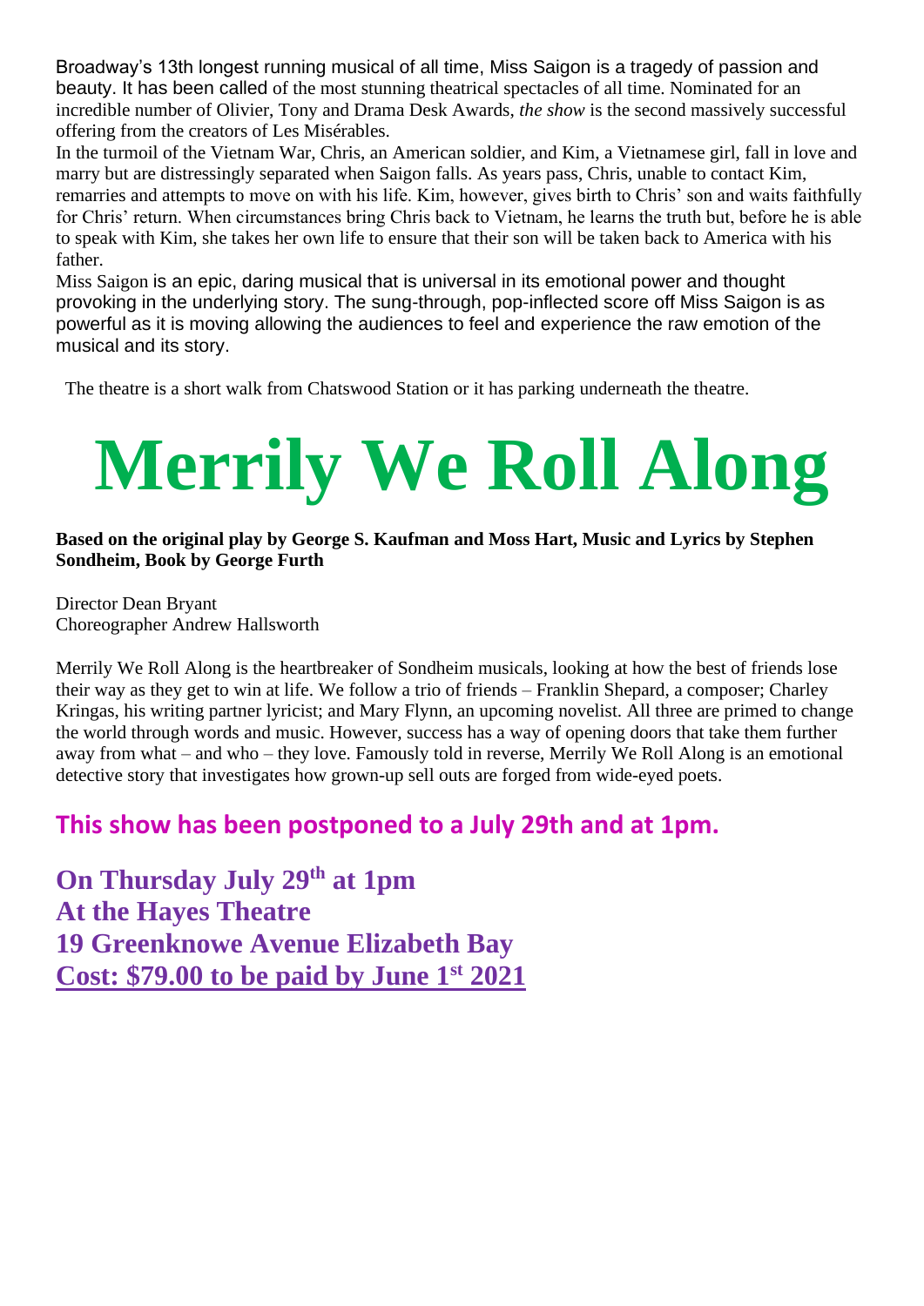Broadway's 13th longest running musical of all time, Miss Saigon is a tragedy of passion and beauty. It has been called of the most stunning theatrical spectacles of all time. Nominated for an incredible number of Olivier, Tony and Drama Desk Awards, *the show* is the second massively successful offering from the creators of Les Misérables.

In the turmoil of the Vietnam War, Chris, an American soldier, and Kim, a Vietnamese girl, fall in love and marry but are distressingly separated when Saigon falls. As years pass, Chris, unable to contact Kim, remarries and attempts to move on with his life. Kim, however, gives birth to Chris' son and waits faithfully for Chris' return. When circumstances bring Chris back to Vietnam, he learns the truth but, before he is able to speak with Kim, she takes her own life to ensure that their son will be taken back to America with his father.

Miss Saigon is an epic, daring musical that is universal in its emotional power and thought provoking in the underlying story. The sung-through, pop-inflected score off Miss Saigon is as powerful as it is moving allowing the audiences to feel and experience the raw emotion of the musical and its story.

The theatre is a short walk from Chatswood Station or it has parking underneath the theatre.

# Merrily We Roll Along

**Based on the original play by George S. Kaufman and Moss Hart, Music and Lyrics by Stephen Sondheim, Book by George Furth**

Director Dean Bryant
Choreographer Andrew Hallsworth

Merrily We Roll Along is the heartbreaker of Sondheim musicals, looking at how the best of friends lose their way as they get to win at life. We follow a trio of friends – Franklin Shepard, a composer; Charley Kringas, his writing partner lyricist; and Mary Flynn, an upcoming novelist. All three are primed to change the world through words and music. However, success has a way of opening doors that take them further away from what – and who – they love. Famously told in reverse, Merrily We Roll Along is an emotional detective story that investigates how grown-up sell outs are forged from wide-eyed poets.

**This show has been postponed to a July 29th and at 1pm.**

**On Thursday July 29th at 1pm**
**At the Hayes Theatre**
**19 Greenknowe Avenue Elizabeth Bay**
**Cost: $79.00 to be paid by June 1st 2021**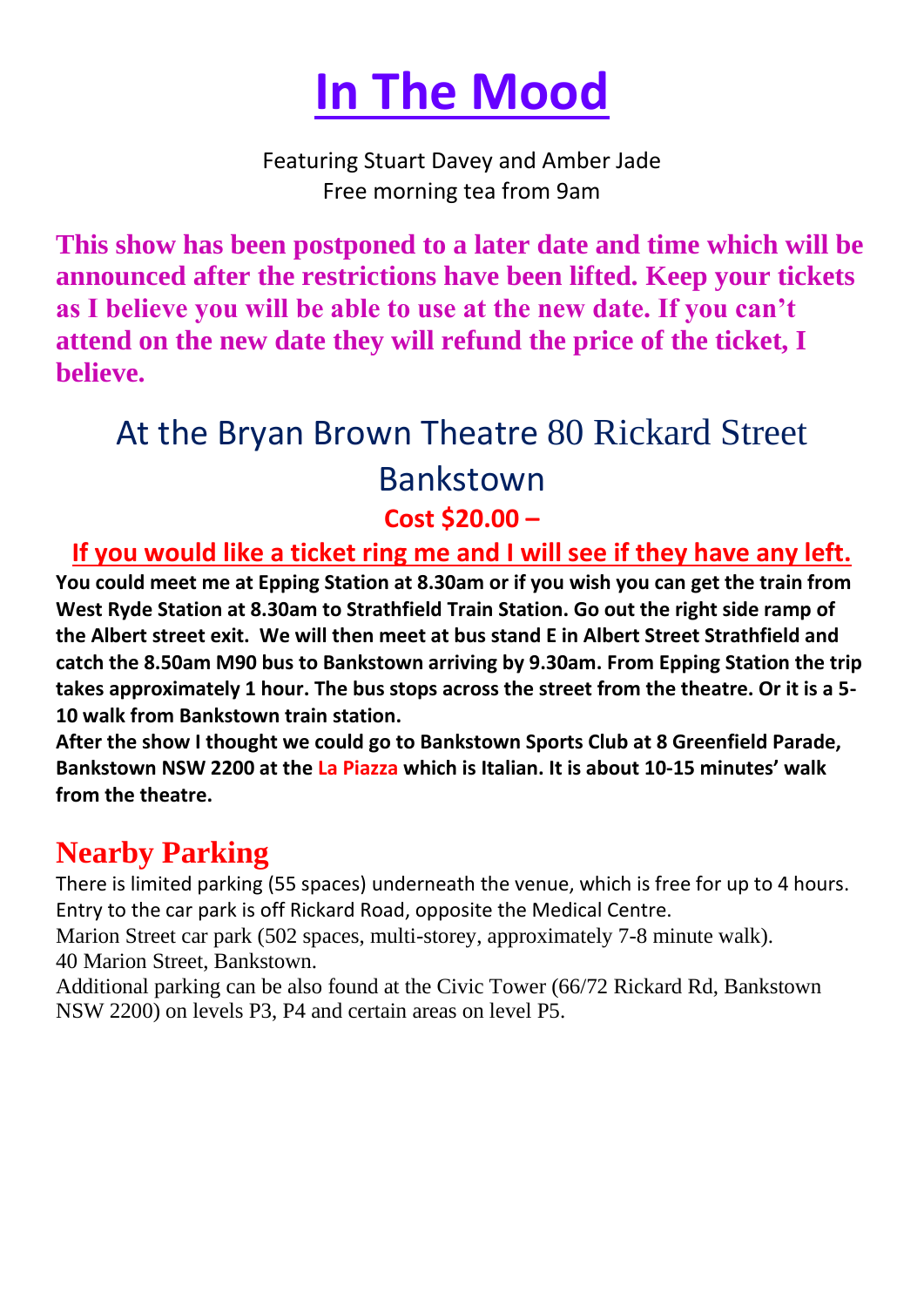# In The Mood

Featuring Stuart Davey and Amber Jade
Free morning tea from 9am

**This show has been postponed to a later date and time which will be announced after the restrictions have been lifted. Keep your tickets as I believe you will be able to use at the new date. If you can't attend on the new date they will refund the price of the ticket, I believe.**

## At the Bryan Brown Theatre 80 Rickard Street Bankstown

**Cost $20.00 –**

**If you would like a ticket ring me and I will see if they have any left.**

**You could meet me at Epping Station at 8.30am or if you wish you can get the train from West Ryde Station at 8.30am to Strathfield Train Station. Go out the right side ramp of the Albert street exit. We will then meet at bus stand E in Albert Street Strathfield and catch the 8.50am M90 bus to Bankstown arriving by 9.30am. From Epping Station the trip takes approximately 1 hour. The bus stops across the street from the theatre. Or it is a 5-10 walk from Bankstown train station.**

**After the show I thought we could go to Bankstown Sports Club at 8 Greenfield Parade, Bankstown NSW 2200 at the La Piazza which is Italian. It is about 10-15 minutes' walk from the theatre.**

## Nearby Parking

There is limited parking (55 spaces) underneath the venue, which is free for up to 4 hours. Entry to the car park is off Rickard Road, opposite the Medical Centre.

Marion Street car park (502 spaces, multi-storey, approximately 7-8 minute walk). 40 Marion Street, Bankstown.

Additional parking can be also found at the Civic Tower (66/72 Rickard Rd, Bankstown NSW 2200) on levels P3, P4 and certain areas on level P5.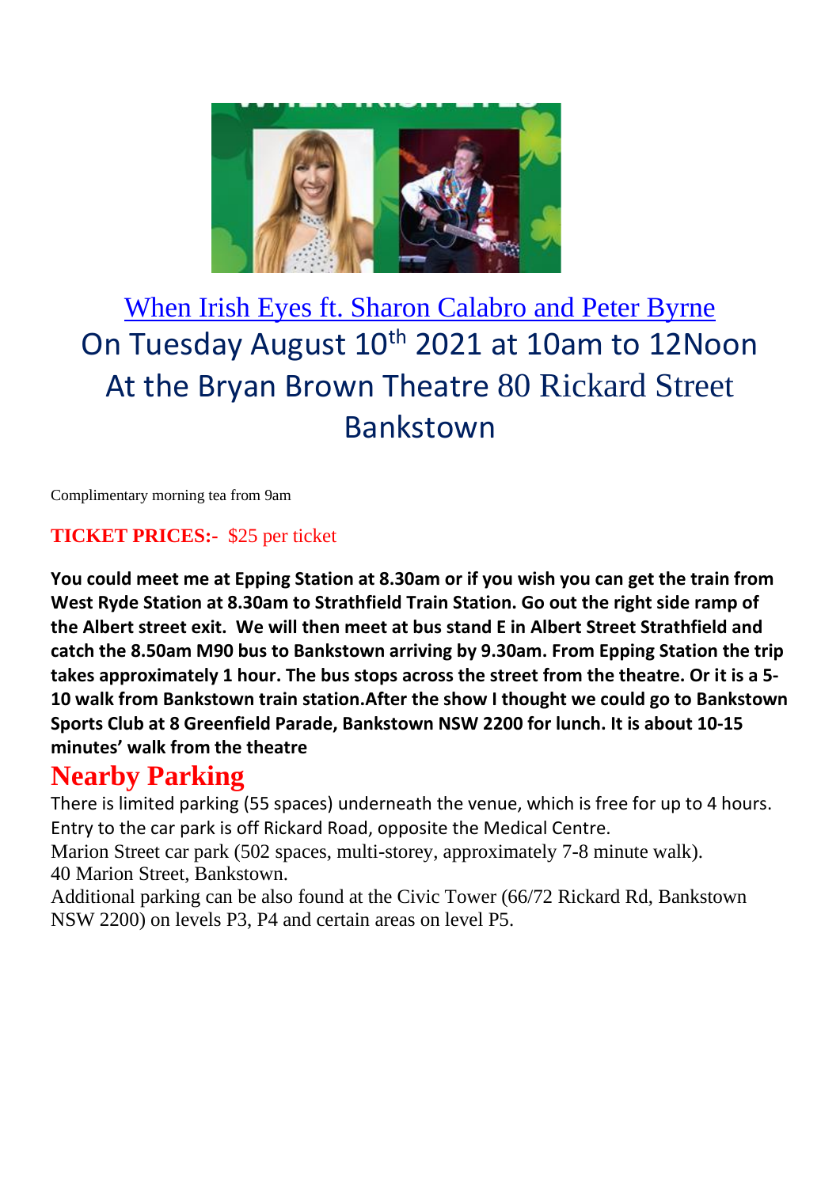When Irish Eyes ft. Sharon Calabro and Peter Byrne

On Tuesday August 10th 2021 at 10am to 12Noon

At the Bryan Brown Theatre 80 Rickard Street Bankstown

Complimentary morning tea from 9am

**TICKET PRICES:-** $25 per ticket

**You could meet me at Epping Station at 8.30am or if you wish you can get the train from West Ryde Station at 8.30am to Strathfield Train Station. Go out the right side ramp of the Albert street exit. We will then meet at bus stand E in Albert Street Strathfield and catch the 8.50am M90 bus to Bankstown arriving by 9.30am. From Epping Station the trip takes approximately 1 hour. The bus stops across the street from the theatre. Or it is a 5-10 walk from Bankstown train station.After the show I thought we could go to Bankstown Sports Club at 8 Greenfield Parade, Bankstown NSW 2200 for lunch. It is about 10-15 minutes' walk from the theatre**

## Nearby Parking

There is limited parking (55 spaces) underneath the venue, which is free for up to 4 hours. Entry to the car park is off Rickard Road, opposite the Medical Centre.

Marion Street car park (502 spaces, multi-storey, approximately 7-8 minute walk). 40 Marion Street, Bankstown.

Additional parking can be also found at the Civic Tower (66/72 Rickard Rd, Bankstown NSW 2200) on levels P3, P4 and certain areas on level P5.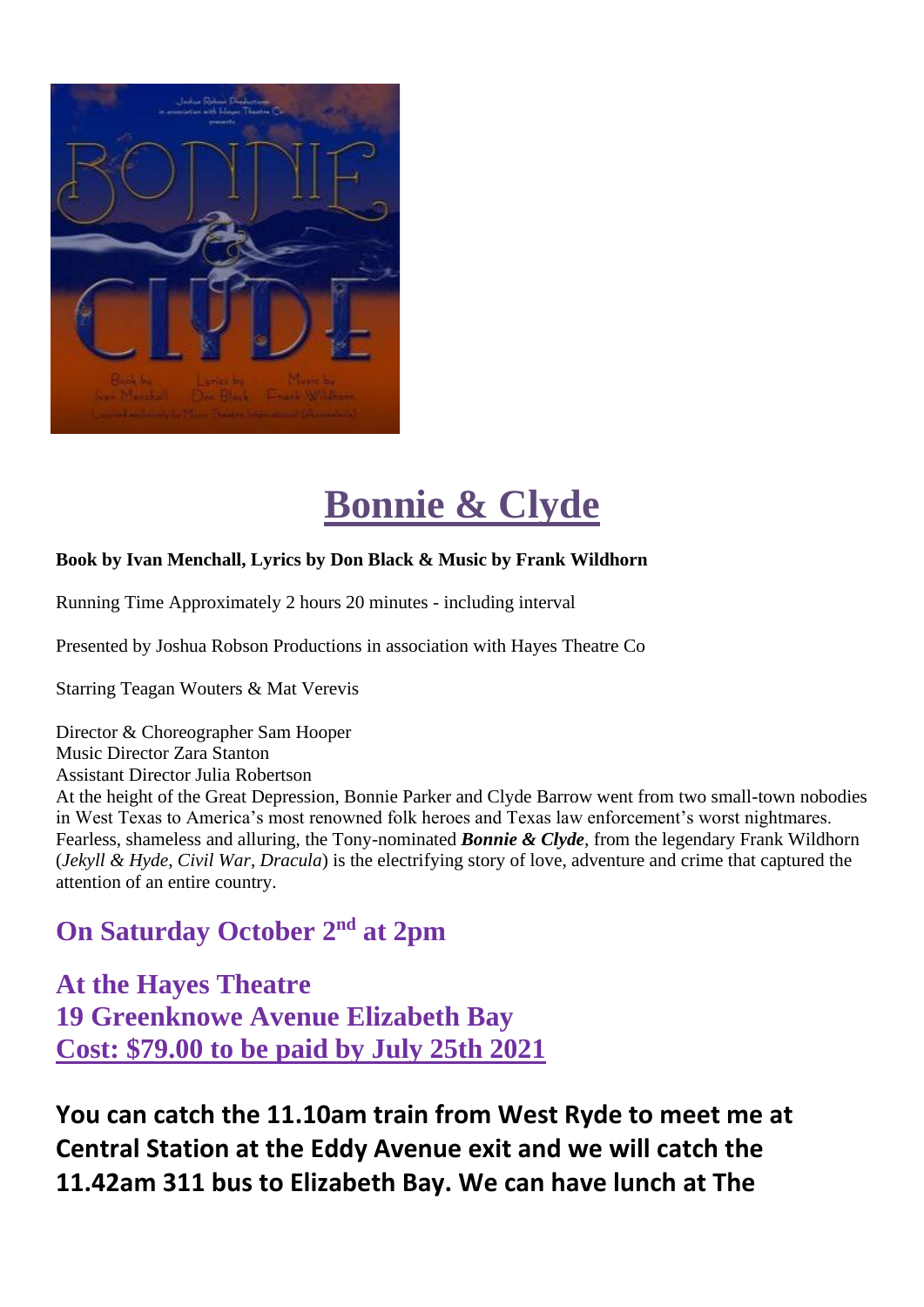# Bonnie & Clyde

**Book by Ivan Menchall, Lyrics by Don Black & Music by Frank Wildhorn**

Running Time Approximately 2 hours 20 minutes - including interval

Presented by Joshua Robson Productions in association with Hayes Theatre Co

Starring Teagan Wouters & Mat Verevis

Director & Choreographer Sam Hooper
Music Director Zara Stanton
Assistant Director Julia Robertson
At the height of the Great Depression, Bonnie Parker and Clyde Barrow went from two small-town nobodies in West Texas to America's most renowned folk heroes and Texas law enforcement's worst nightmares. Fearless, shameless and alluring, the Tony-nominated ***Bonnie & Clyde***, from the legendary Frank Wildhorn (*Jekyll & Hyde*, *Civil War*, *Dracula*) is the electrifying story of love, adventure and crime that captured the attention of an entire country.

## On Saturday October 2nd at 2pm

## At the Hayes Theatre
## 19 Greenknowe Avenue Elizabeth Bay
## Cost: $79.00 to be paid by July 25th 2021

**You can catch the 11.10am train from West Ryde to meet me at Central Station at the Eddy Avenue exit and we will catch the 11.42am 311 bus to Elizabeth Bay. We can have lunch at The**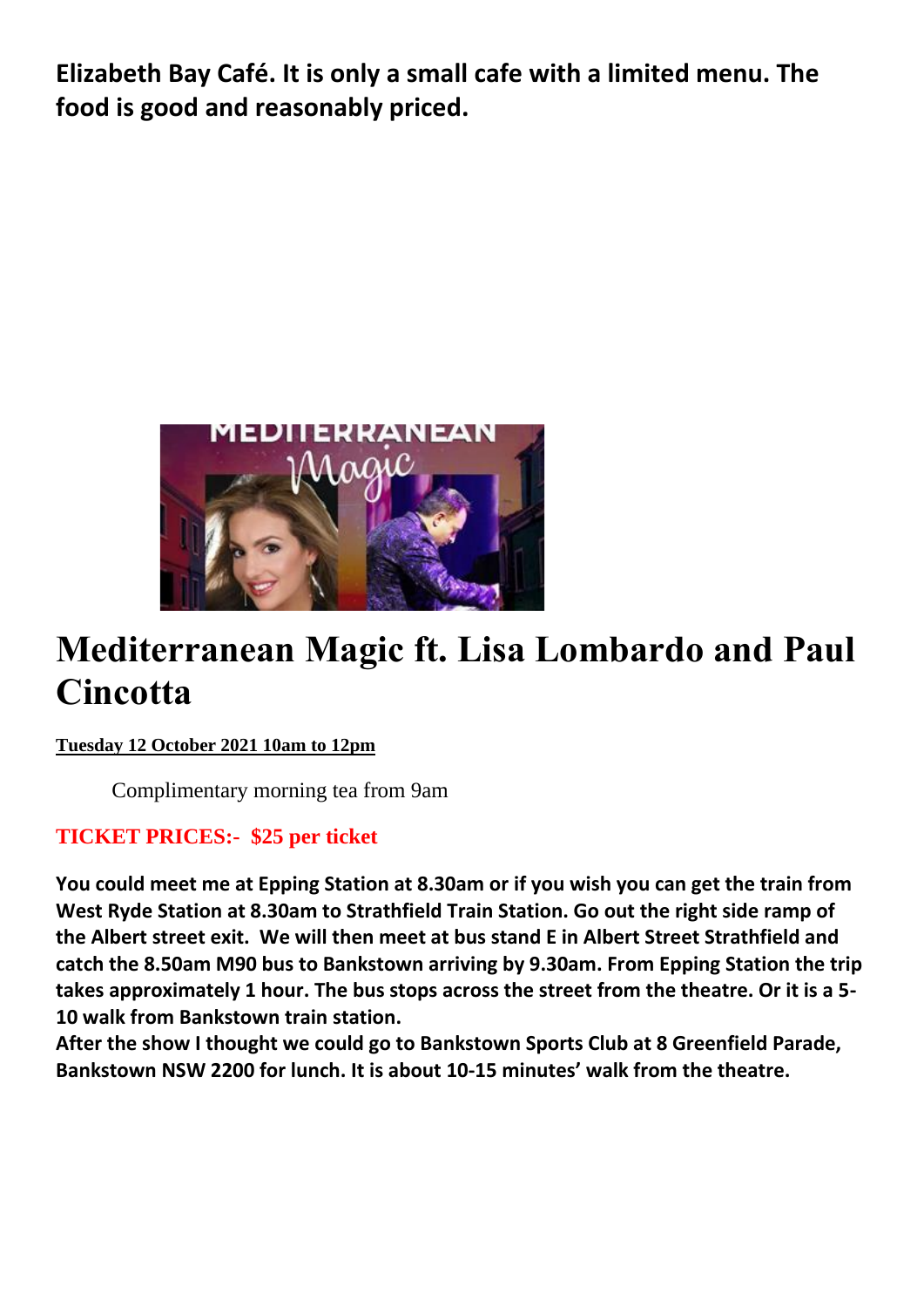**Elizabeth Bay Café. It is only a small cafe with a limited menu. The food is good and reasonably priced.**

# Mediterranean Magic ft. Lisa Lombardo and Paul Cincotta

**Tuesday 12 October 2021 10am to 12pm**

Complimentary morning tea from 9am

**TICKET PRICES:- $25 per ticket**

**You could meet me at Epping Station at 8.30am or if you wish you can get the train from West Ryde Station at 8.30am to Strathfield Train Station. Go out the right side ramp of the Albert street exit. We will then meet at bus stand E in Albert Street Strathfield and catch the 8.50am M90 bus to Bankstown arriving by 9.30am. From Epping Station the trip takes approximately 1 hour. The bus stops across the street from the theatre. Or it is a 5-10 walk from Bankstown train station.**

**After the show I thought we could go to Bankstown Sports Club at 8 Greenfield Parade, Bankstown NSW 2200 for lunch. It is about 10-15 minutes' walk from the theatre.**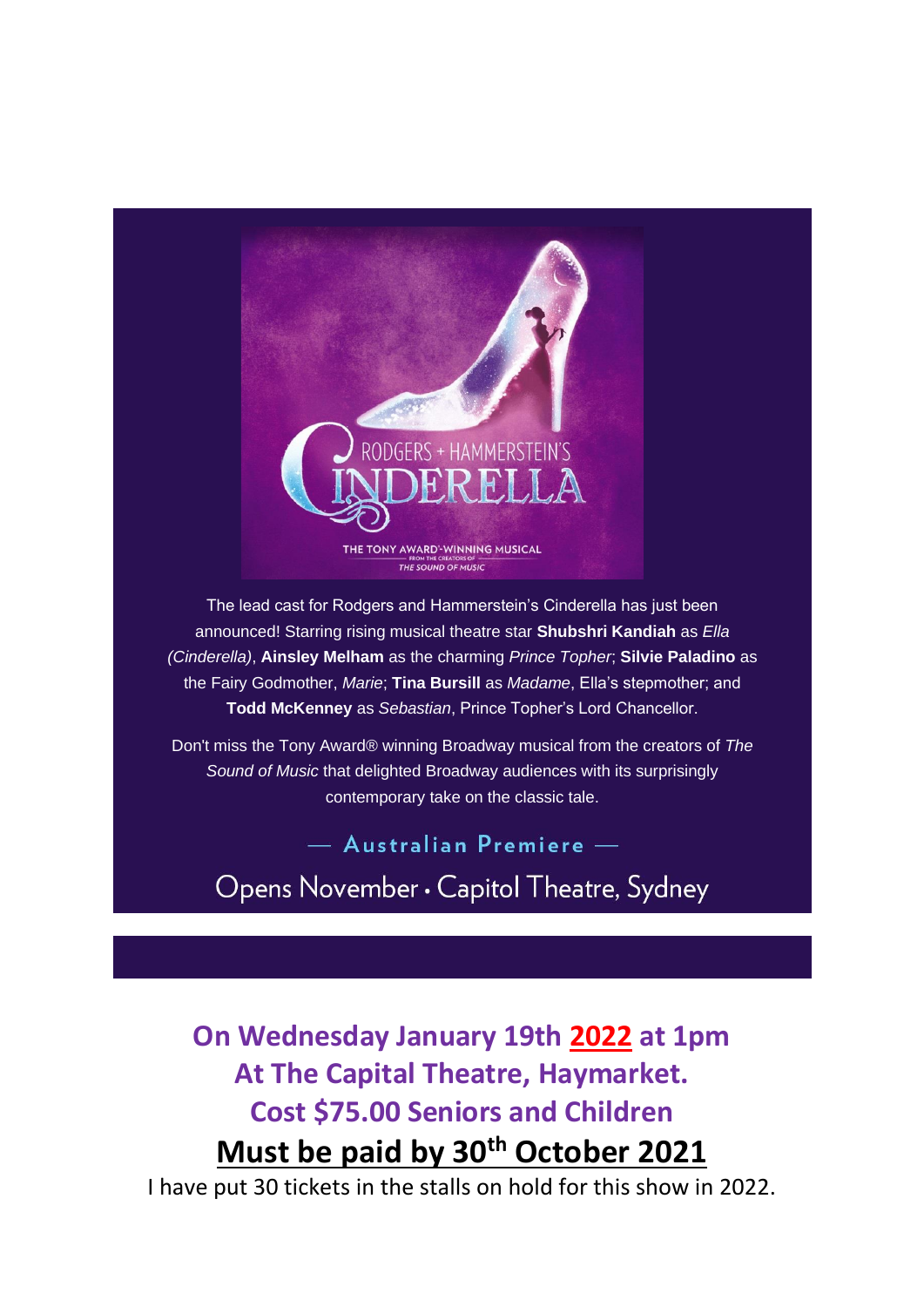RODGERS + HAMMERSTEIN'S

CINDERELLA

THE TONY AWARD®-WINNING MUSICAL

FROM THE CREATORS OF *THE SOUND OF MUSIC*

The lead cast for Rodgers and Hammerstein's Cinderella has just been announced! Starring rising musical theatre star **Shubshri Kandiah** as *Ella (Cinderella)*, **Ainsley Melham** as the charming *Prince Topher*; **Silvie Paladino** as the Fairy Godmother, *Marie*; **Tina Bursill** as *Madame*, Ella's stepmother; and **Todd McKenney** as *Sebastian*, Prince Topher's Lord Chancellor.

Don't miss the Tony Award® winning Broadway musical from the creators of *The Sound of Music* that delighted Broadway audiences with its surprisingly contemporary take on the classic tale.

— Australian Premiere —

Opens November • Capitol Theatre, Sydney

## On Wednesday January 19th 2022 at 1pm
## At The Capital Theatre, Haymarket.
## Cost $75.00 Seniors and Children

## Must be paid by 30th October 2021

I have put 30 tickets in the stalls on hold for this show in 2022.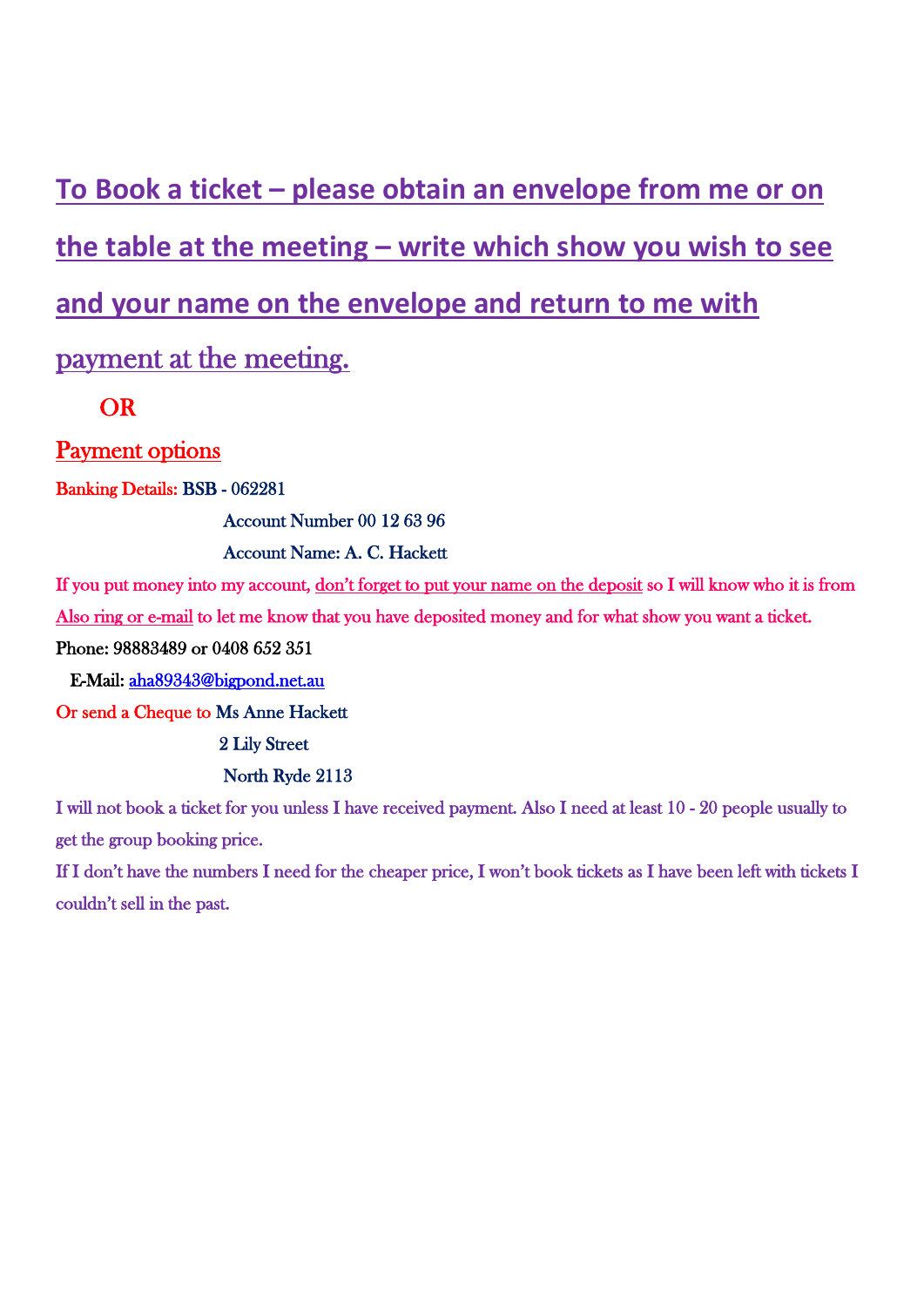**To Book a ticket – please obtain an envelope from me or on the table at the meeting – write which show you wish to see and your name on the envelope and return to me with payment at the meeting.**

**OR**

## Payment options

Banking Details: BSB - 062281

Account Number 00 12 63 96

Account Name: A. C. Hackett

If you put money into my account, don't forget to put your name on the deposit so I will know who it is from

Also ring or e-mail to let me know that you have deposited money and for what show you want a ticket.

Phone: 98883489 or 0408 652 351

E-Mail: aha89343@bigpond.net.au

Or send a Cheque to Ms Anne Hackett

2 Lily Street

North Ryde 2113

I will not book a ticket for you unless I have received payment. Also I need at least 10 - 20 people usually to get the group booking price.

If I don't have the numbers I need for the cheaper price, I won't book tickets as I have been left with tickets I couldn't sell in the past.